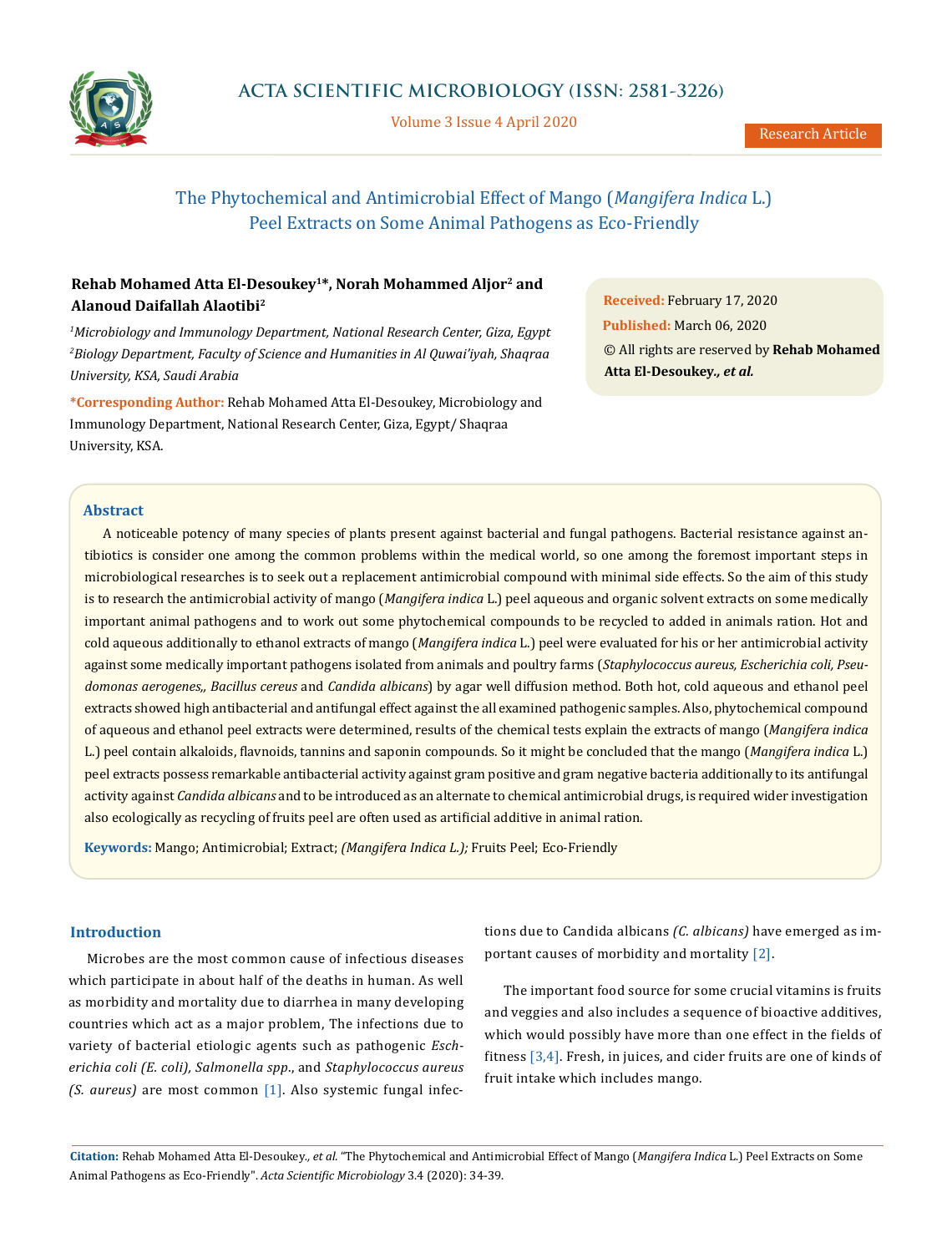Research Article

# The Phytochemical and Antimicrobial Effect of Mango (*Mangifera Indica* L.) Peel Extracts on Some Animal Pathogens as Eco-Friendly

**Rehab Mohamed Atta El-Desoukey[1]*, Norah Mohammed Aljor[2] and Alanoud Daifallah Alaotibi[2]**

[1]*Microbiology and Immunology Department, National Research Center, Giza, Egypt*
[2]*Biology Department, Faculty of Science and Humanities in Al Quwai'iyah, Shaqraa University, KSA, Saudi Arabia*

**\*Corresponding Author:** Rehab Mohamed Atta El-Desoukey, Microbiology and Immunology Department, National Research Center, Giza, Egypt/ Shaqraa University, KSA.

**Received:** February 17, 2020
**Published:** March 06, 2020
© All rights are reserved by **Rehab Mohamed Atta El-Desoukey., *et al.***

## Abstract

A noticeable potency of many species of plants present against bacterial and fungal pathogens. Bacterial resistance against antibiotics is consider one among the common problems within the medical world, so one among the foremost important steps in microbiological researches is to seek out a replacement antimicrobial compound with minimal side effects. So the aim of this study is to research the antimicrobial activity of mango (*Mangifera indica* L.) peel aqueous and organic solvent extracts on some medically important animal pathogens and to work out some phytochemical compounds to be recycled to added in animals ration. Hot and cold aqueous additionally to ethanol extracts of mango (*Mangifera indica* L.) peel were evaluated for his or her antimicrobial activity against some medically important pathogens isolated from animals and poultry farms (*Staphylococcus aureus, Escherichia coli, Pseudomonas aerogenes,, Bacillus cereus* and *Candida albicans*) by agar well diffusion method. Both hot, cold aqueous and ethanol peel extracts showed high antibacterial and antifungal effect against the all examined pathogenic samples. Also, phytochemical compound of aqueous and ethanol peel extracts were determined, results of the chemical tests explain the extracts of mango (*Mangifera indica* L.) peel contain alkaloids, flavnoids, tannins and saponin compounds. So it might be concluded that the mango (*Mangifera indica* L.) peel extracts possess remarkable antibacterial activity against gram positive and gram negative bacteria additionally to its antifungal activity against *Candida albicans* and to be introduced as an alternate to chemical antimicrobial drugs, is required wider investigation also ecologically as recycling of fruits peel are often used as artificial additive in animal ration.

**Keywords:** Mango; Antimicrobial; Extract; *(Mangifera Indica L.);* Fruits Peel; Eco-Friendly

## Introduction

Microbes are the most common cause of infectious diseases which participate in about half of the deaths in human. As well as morbidity and mortality due to diarrhea in many developing countries which act as a major problem, The infections due to variety of bacterial etiologic agents such as pathogenic *Escherichia coli (E. coli), Salmonella spp*., and *Staphylococcus aureus (S. aureus)* are most common [1]. Also systemic fungal infections due to Candida albicans *(C. albicans)* have emerged as important causes of morbidity and mortality [2].

The important food source for some crucial vitamins is fruits and veggies and also includes a sequence of bioactive additives, which would possibly have more than one effect in the fields of fitness [3,4]. Fresh, in juices, and cider fruits are one of kinds of fruit intake which includes mango.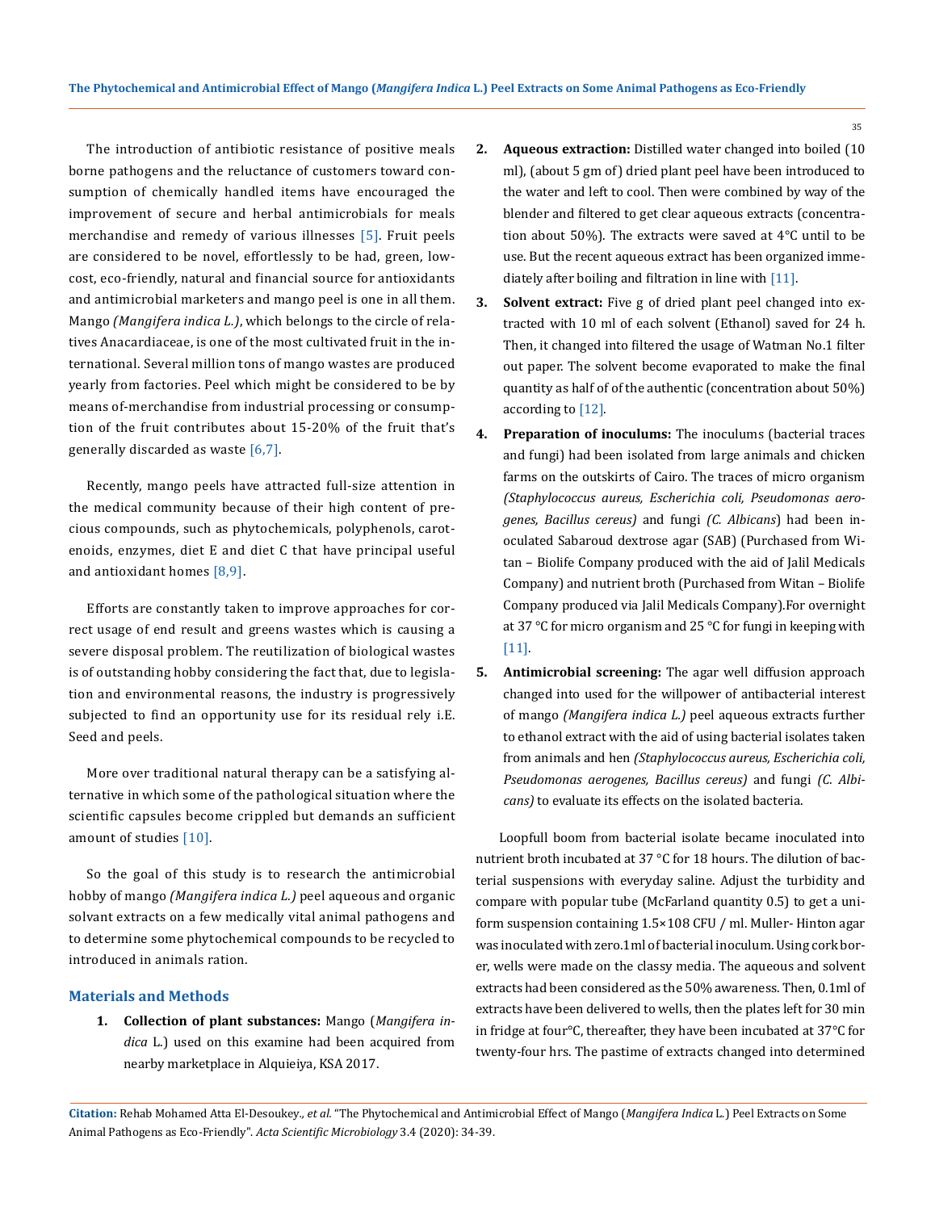The introduction of antibiotic resistance of positive meals borne pathogens and the reluctance of customers toward consumption of chemically handled items have encouraged the improvement of secure and herbal antimicrobials for meals merchandise and remedy of various illnesses [5]. Fruit peels are considered to be novel, effortlessly to be had, green, low-cost, eco-friendly, natural and financial source for antioxidants and antimicrobial marketers and mango peel is one in all them. Mango *(Mangifera indica L.)*, which belongs to the circle of relatives Anacardiaceae, is one of the most cultivated fruit in the international. Several million tons of mango wastes are produced yearly from factories. Peel which might be considered to be by means of-merchandise from industrial processing or consumption of the fruit contributes about 15-20% of the fruit that's generally discarded as waste [6,7].

Recently, mango peels have attracted full-size attention in the medical community because of their high content of precious compounds, such as phytochemicals, polyphenols, carotenoids, enzymes, diet E and diet C that have principal useful and antioxidant homes [8,9].

Efforts are constantly taken to improve approaches for correct usage of end result and greens wastes which is causing a severe disposal problem. The reutilization of biological wastes is of outstanding hobby considering the fact that, due to legislation and environmental reasons, the industry is progressively subjected to find an opportunity use for its residual rely i.E. Seed and peels.

More over traditional natural therapy can be a satisfying alternative in which some of the pathological situation where the scientific capsules become crippled but demands an sufficient amount of studies [10].

So the goal of this study is to research the antimicrobial hobby of mango *(Mangifera indica L.)* peel aqueous and organic solvant extracts on a few medically vital animal pathogens and to determine some phytochemical compounds to be recycled to introduced in animals ration.

## Materials and Methods

1. **Collection of plant substances:** Mango (*Mangifera indica* L.) used on this examine had been acquired from nearby marketplace in Alquieiya, KSA 2017.
2. **Aqueous extraction:** Distilled water changed into boiled (10 ml), (about 5 gm of) dried plant peel have been introduced to the water and left to cool. Then were combined by way of the blender and filtered to get clear aqueous extracts (concentration about 50%). The extracts were saved at 4°C until to be use. But the recent aqueous extract has been organized immediately after boiling and filtration in line with [11].
3. **Solvent extract:** Five g of dried plant peel changed into extracted with 10 ml of each solvent (Ethanol) saved for 24 h. Then, it changed into filtered the usage of Watman No.1 filter out paper. The solvent become evaporated to make the final quantity as half of of the authentic (concentration about 50%) according to [12].
4. **Preparation of inoculums:** The inoculums (bacterial traces and fungi) had been isolated from large animals and chicken farms on the outskirts of Cairo. The traces of micro organism *(Staphylococcus aureus, Escherichia coli, Pseudomonas aerogenes, Bacillus cereus)* and fungi *(C. Albicans*) had been inoculated Sabaroud dextrose agar (SAB) (Purchased from Witan – Biolife Company produced with the aid of Jalil Medicals Company) and nutrient broth (Purchased from Witan – Biolife Company produced via Jalil Medicals Company).For overnight at 37 °C for micro organism and 25 °C for fungi in keeping with [11].
5. **Antimicrobial screening:** The agar well diffusion approach changed into used for the willpower of antibacterial interest of mango *(Mangifera indica L.)* peel aqueous extracts further to ethanol extract with the aid of using bacterial isolates taken from animals and hen *(Staphylococcus aureus, Escherichia coli, Pseudomonas aerogenes, Bacillus cereus)* and fungi *(C. Albicans)* to evaluate its effects on the isolated bacteria.

Loopfull boom from bacterial isolate became inoculated into nutrient broth incubated at 37 °C for 18 hours. The dilution of bacterial suspensions with everyday saline. Adjust the turbidity and compare with popular tube (McFarland quantity 0.5) to get a uniform suspension containing $1.5 \times 108$ CFU / ml. Muller- Hinton agar was inoculated with zero.1ml of bacterial inoculum. Using cork borer, wells were made on the classy media. The aqueous and solvent extracts had been considered as the 50% awareness. Then, 0.1ml of extracts have been delivered to wells, then the plates left for 30 min in fridge at four°C, thereafter, they have been incubated at 37°C for twenty-four hrs. The pastime of extracts changed into determined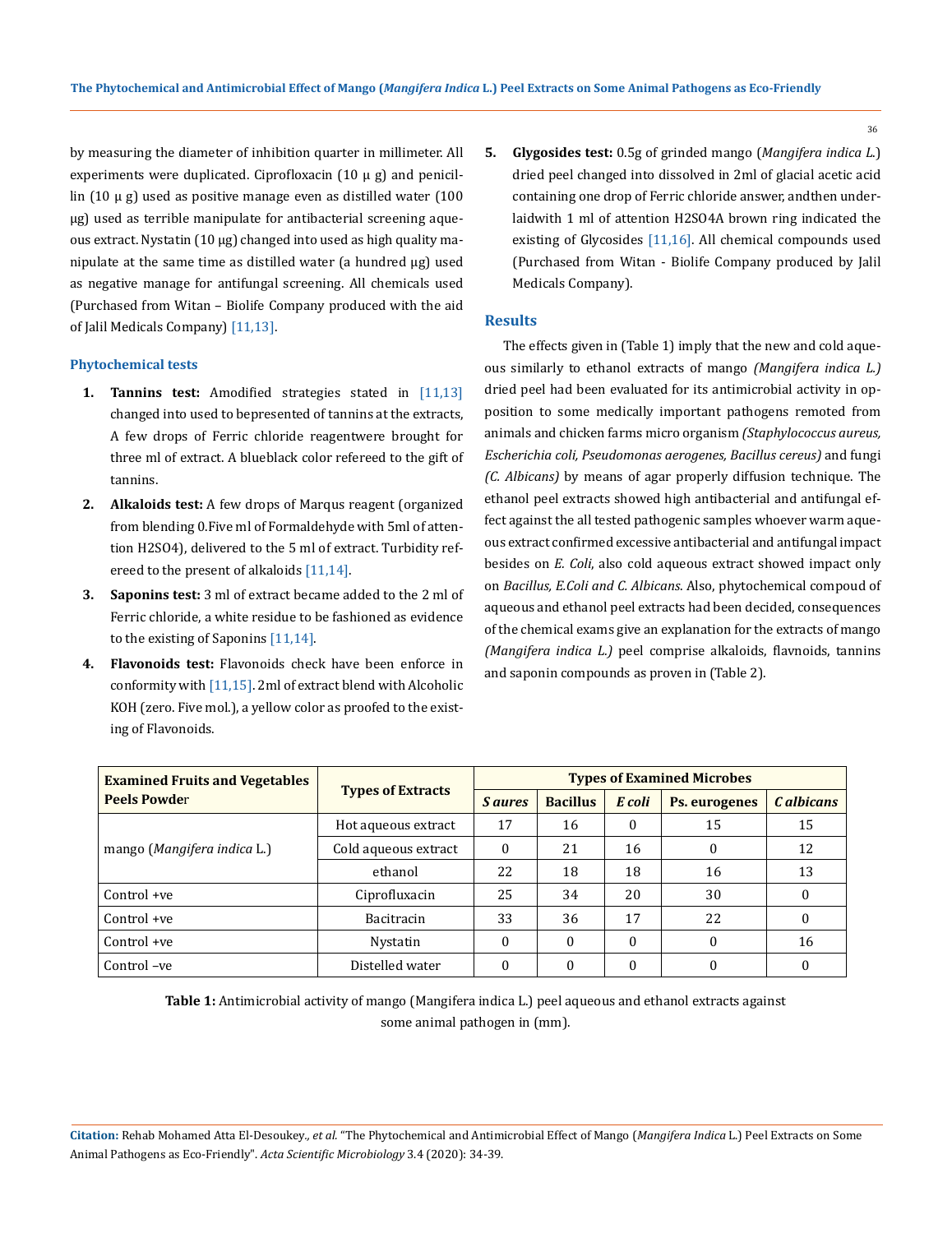by measuring the diameter of inhibition quarter in millimeter. All experiments were duplicated. Ciprofloxacin (10 μ g) and penicillin (10 μ g) used as positive manage even as distilled water (100 μg) used as terrible manipulate for antibacterial screening aqueous extract. Nystatin (10 μg) changed into used as high quality manipulate at the same time as distilled water (a hundred μg) used as negative manage for antifungal screening. All chemicals used (Purchased from Witan – Biolife Company produced with the aid of Jalil Medicals Company) [11,13].

### Phytochemical tests

1. **Tannins test:** Amodified strategies stated in [11,13] changed into used to bepresented of tannins at the extracts, A few drops of Ferric chloride reagentwere brought for three ml of extract. A blueblack color refereed to the gift of tannins.
2. **Alkaloids test:** A few drops of Marqus reagent (organized from blending 0.Five ml of Formaldehyde with 5ml of attention $H_2SO_4$), delivered to the 5 ml of extract. Turbidity refereed to the present of alkaloids [11,14].
3. **Saponins test:** 3 ml of extract became added to the 2 ml of Ferric chloride, a white residue to be fashioned as evidence to the existing of Saponins [11,14].
4. **Flavonoids test:** Flavonoids check have been enforce in conformity with [11,15]. 2ml of extract blend with Alcoholic KOH (zero. Five mol.), a yellow color as proofed to the existing of Flavonoids.
5. **Glygosides test:** 0.5g of grinded mango (*Mangifera indica L.*) dried peel changed into dissolved in 2ml of glacial acetic acid containing one drop of Ferric chloride answer, andthen underlaidwith 1 ml of attention $H_2SO_4$A brown ring indicated the existing of Glycosides [11,16]. All chemical compounds used (Purchased from Witan - Biolife Company produced by Jalil Medicals Company).

## Results

The effects given in (Table 1) imply that the new and cold aqueous similarly to ethanol extracts of mango *(Mangifera indica L.)* dried peel had been evaluated for its antimicrobial activity in opposition to some medically important pathogens remoted from animals and chicken farms micro organism *(Staphylococcus aureus, Escherichia coli, Pseudomonas aerogenes, Bacillus cereus)* and fungi *(C. Albicans)* by means of agar properly diffusion technique. The ethanol peel extracts showed high antibacterial and antifungal effect against the all tested pathogenic samples whoever warm aqueous extract confirmed excessive antibacterial and antifungal impact besides on *E. Coli*, also cold aqueous extract showed impact only on *Bacillus, E.Coli and C. Albicans*. Also, phytochemical compoud of aqueous and ethanol peel extracts had been decided, consequences of the chemical exams give an explanation for the extracts of mango *(Mangifera indica L.)* peel comprise alkaloids, flavnoids, tannins and saponin compounds as proven in (Table 2).

| Examined Fruits and Vegetables Peels Powder | Types of Extracts | Types of Examined Microbes | | | | |
|---|---|---|---|---|---|---|
| | | *S aures* | Bacillus | *E coli* | Ps. eurogenes | *C albicans* |
| mango (*Mangifera indica* L.) | Hot aqueous extract | 17 | 16 | 0 | 15 | 15 |
| | Cold aqueous extract | 0 | 21 | 16 | 0 | 12 |
| | ethanol | 22 | 18 | 18 | 16 | 13 |
| Control +ve | Ciprofluxacin | 25 | 34 | 20 | 30 | 0 |
| Control +ve | Bacitracin | 33 | 36 | 17 | 22 | 0 |
| Control +ve | Nystatin | 0 | 0 | 0 | 0 | 16 |
| Control –ve | Distelled water | 0 | 0 | 0 | 0 | 0 |

**Table 1:** Antimicrobial activity of mango (Mangifera indica L.) peel aqueous and ethanol extracts against some animal pathogen in (mm).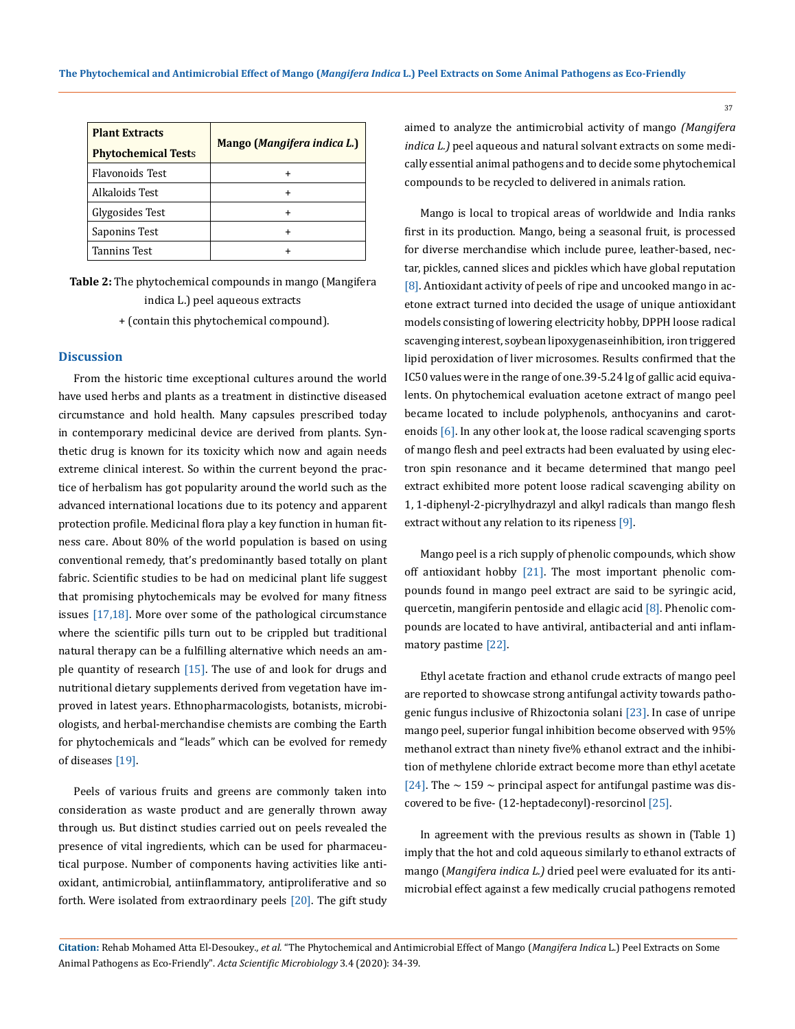| Plant Extracts<br>Phytochemical Tests | Mango (*Mangifera indica L.*) |
|---|---|
| Flavonoids Test | + |
| Alkaloids Test | + |
| Glygosides Test | + |
| Saponins Test | + |
| Tannins Test | + |

**Table 2:** The phytochemical compounds in mango (Mangifera indica L.) peel aqueous extracts
+ (contain this phytochemical compound).

## Discussion

From the historic time exceptional cultures around the world have used herbs and plants as a treatment in distinctive diseased circumstance and hold health. Many capsules prescribed today in contemporary medicinal device are derived from plants. Synthetic drug is known for its toxicity which now and again needs extreme clinical interest. So within the current beyond the practice of herbalism has got popularity around the world such as the advanced international locations due to its potency and apparent protection profile. Medicinal flora play a key function in human fitness care. About 80% of the world population is based on using conventional remedy, that's predominantly based totally on plant fabric. Scientific studies to be had on medicinal plant life suggest that promising phytochemicals may be evolved for many fitness issues [17,18]. More over some of the pathological circumstance where the scientific pills turn out to be crippled but traditional natural therapy can be a fulfilling alternative which needs an ample quantity of research [15]. The use of and look for drugs and nutritional dietary supplements derived from vegetation have improved in latest years. Ethnopharmacologists, botanists, microbiologists, and herbal-merchandise chemists are combing the Earth for phytochemicals and "leads" which can be evolved for remedy of diseases [19].

Peels of various fruits and greens are commonly taken into consideration as waste product and are generally thrown away through us. But distinct studies carried out on peels revealed the presence of vital ingredients, which can be used for pharmaceutical purpose. Number of components having activities like antioxidant, antimicrobial, antiinflammatory, antiproliferative and so forth. Were isolated from extraordinary peels [20]. The gift study aimed to analyze the antimicrobial activity of mango *(Mangifera indica L.)* peel aqueous and natural solvant extracts on some medically essential animal pathogens and to decide some phytochemical compounds to be recycled to delivered in animals ration.

Mango is local to tropical areas of worldwide and India ranks first in its production. Mango, being a seasonal fruit, is processed for diverse merchandise which include puree, leather-based, nectar, pickles, canned slices and pickles which have global reputation [8]. Antioxidant activity of peels of ripe and uncooked mango in acetone extract turned into decided the usage of unique antioxidant models consisting of lowering electricity hobby, DPPH loose radical scavenging interest, soybean lipoxygenaseinhibition, iron triggered lipid peroxidation of liver microsomes. Results confirmed that the IC50 values were in the range of one.39-5.24 lg of gallic acid equivalents. On phytochemical evaluation acetone extract of mango peel became located to include polyphenols, anthocyanins and carotenoids [6]. In any other look at, the loose radical scavenging sports of mango flesh and peel extracts had been evaluated by using electron spin resonance and it became determined that mango peel extract exhibited more potent loose radical scavenging ability on 1, 1-diphenyl-2-picrylhydrazyl and alkyl radicals than mango flesh extract without any relation to its ripeness [9].

Mango peel is a rich supply of phenolic compounds, which show off antioxidant hobby [21]. The most important phenolic compounds found in mango peel extract are said to be syringic acid, quercetin, mangiferin pentoside and ellagic acid [8]. Phenolic compounds are located to have antiviral, antibacterial and anti inflammatory pastime [22].

Ethyl acetate fraction and ethanol crude extracts of mango peel are reported to showcase strong antifungal activity towards pathogenic fungus inclusive of Rhizoctonia solani [23]. In case of unripe mango peel, superior fungal inhibition become observed with 95% methanol extract than ninety five% ethanol extract and the inhibition of methylene chloride extract become more than ethyl acetate [24]. The ~ 159 ~ principal aspect for antifungal pastime was discovered to be five- (12-heptadeconyl)-resorcinol [25].

In agreement with the previous results as shown in (Table 1) imply that the hot and cold aqueous similarly to ethanol extracts of mango (*Mangifera indica L.)* dried peel were evaluated for its antimicrobial effect against a few medically crucial pathogens remoted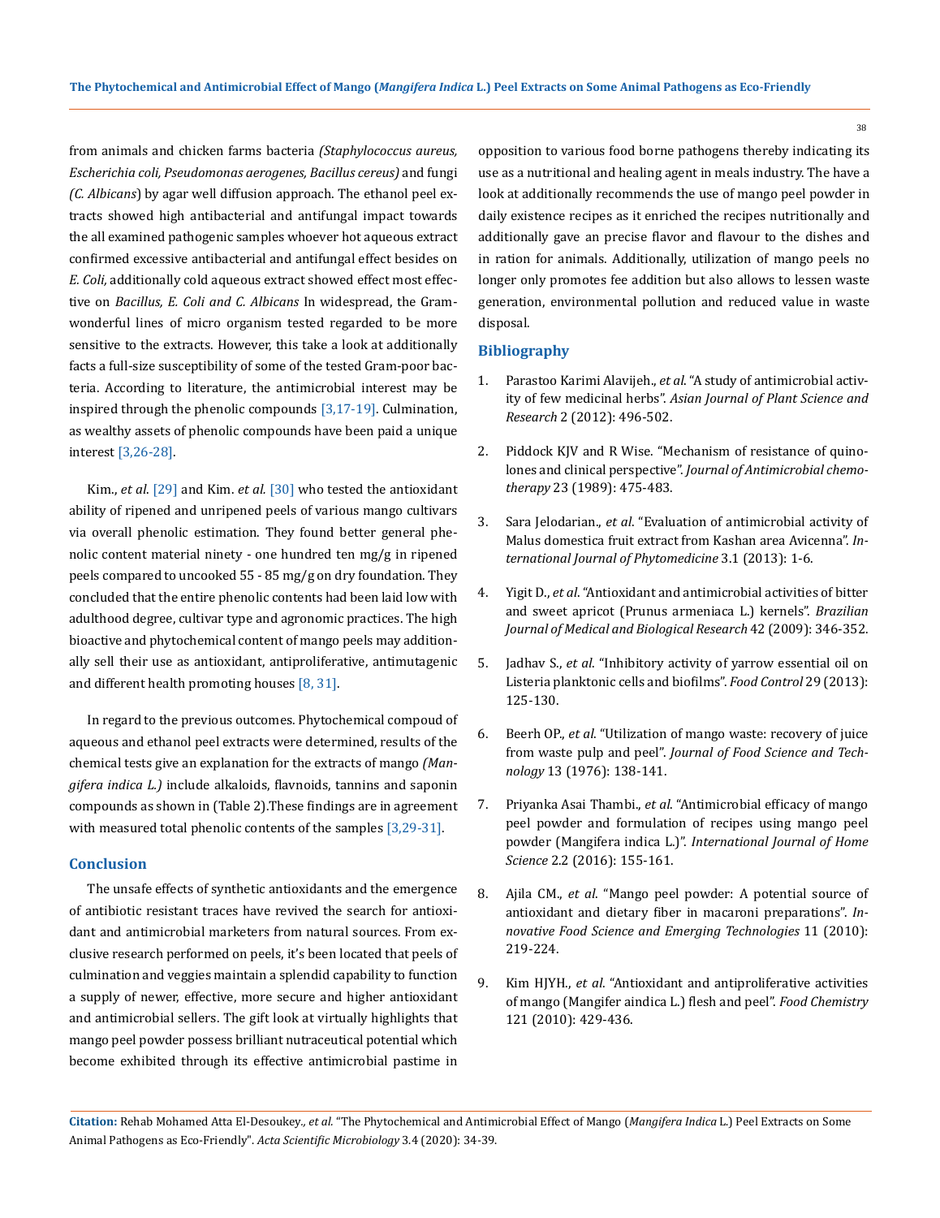from animals and chicken farms bacteria *(Staphylococcus aureus, Escherichia coli, Pseudomonas aerogenes, Bacillus cereus)* and fungi *(C. Albicans*) by agar well diffusion approach. The ethanol peel extracts showed high antibacterial and antifungal impact towards the all examined pathogenic samples whoever hot aqueous extract confirmed excessive antibacterial and antifungal effect besides on *E. Coli,* additionally cold aqueous extract showed effect most effective on *Bacillus, E. Coli and C. Albicans* In widespread, the Gram-wonderful lines of micro organism tested regarded to be more sensitive to the extracts. However, this take a look at additionally facts a full-size susceptibility of some of the tested Gram-poor bacteria. According to literature, the antimicrobial interest may be inspired through the phenolic compounds [3,17-19]. Culmination, as wealthy assets of phenolic compounds have been paid a unique interest [3,26-28].

Kim., *et al.* [29] and Kim. *et al.* [30] who tested the antioxidant ability of ripened and unripened peels of various mango cultivars via overall phenolic estimation. They found better general phenolic content material ninety - one hundred ten mg/g in ripened peels compared to uncooked 55 - 85 mg/g on dry foundation. They concluded that the entire phenolic contents had been laid low with adulthood degree, cultivar type and agronomic practices. The high bioactive and phytochemical content of mango peels may additionally sell their use as antioxidant, antiproliferative, antimutagenic and different health promoting houses [8, 31].

In regard to the previous outcomes. Phytochemical compoud of aqueous and ethanol peel extracts were determined, results of the chemical tests give an explanation for the extracts of mango *(Mangifera indica L.)* include alkaloids, flavnoids, tannins and saponin compounds as shown in (Table 2).These findings are in agreement with measured total phenolic contents of the samples [3,29-31].

## Conclusion

The unsafe effects of synthetic antioxidants and the emergence of antibiotic resistant traces have revived the search for antioxidant and antimicrobial marketers from natural sources. From exclusive research performed on peels, it's been located that peels of culmination and veggies maintain a splendid capability to function a supply of newer, effective, more secure and higher antioxidant and antimicrobial sellers. The gift look at virtually highlights that mango peel powder possess brilliant nutraceutical potential which become exhibited through its effective antimicrobial pastime in opposition to various food borne pathogens thereby indicating its use as a nutritional and healing agent in meals industry. The have a look at additionally recommends the use of mango peel powder in daily existence recipes as it enriched the recipes nutritionally and additionally gave an precise flavor and flavour to the dishes and in ration for animals. Additionally, utilization of mango peels no longer only promotes fee addition but also allows to lessen waste generation, environmental pollution and reduced value in waste disposal.

## Bibliography

1. Parastoo Karimi Alavijeh., *et al*. "A study of antimicrobial activity of few medicinal herbs". *Asian Journal of Plant Science and Research* 2 (2012): 496-502.
2. Piddock KJV and R Wise. "Mechanism of resistance of quinolones and clinical perspective". *Journal of Antimicrobial chemotherapy* 23 (1989): 475-483.
3. Sara Jelodarian., *et al*. "Evaluation of antimicrobial activity of Malus domestica fruit extract from Kashan area Avicenna". *International Journal of Phytomedicine* 3.1 (2013): 1-6.
4. Yigit D., *et al*. "Antioxidant and antimicrobial activities of bitter and sweet apricot (Prunus armeniaca L.) kernels". *Brazilian Journal of Medical and Biological Research* 42 (2009): 346-352.
5. Jadhav S., *et al*. "Inhibitory activity of yarrow essential oil on Listeria planktonic cells and biofilms". *Food Control* 29 (2013): 125-130.
6. Beerh OP., *et al*. "Utilization of mango waste: recovery of juice from waste pulp and peel". *Journal of Food Science and Technology* 13 (1976): 138-141.
7. Priyanka Asai Thambi., *et al*. "Antimicrobial efficacy of mango peel powder and formulation of recipes using mango peel powder (Mangifera indica L.)". *International Journal of Home Science* 2.2 (2016): 155-161.
8. Ajila CM., *et al*. "Mango peel powder: A potential source of antioxidant and dietary fiber in macaroni preparations". *Innovative Food Science and Emerging Technologies* 11 (2010): 219-224.
9. Kim HJYH., *et al*. "Antioxidant and antiproliferative activities of mango (Mangifer aindica L.) flesh and peel". *Food Chemistry* 121 (2010): 429-436.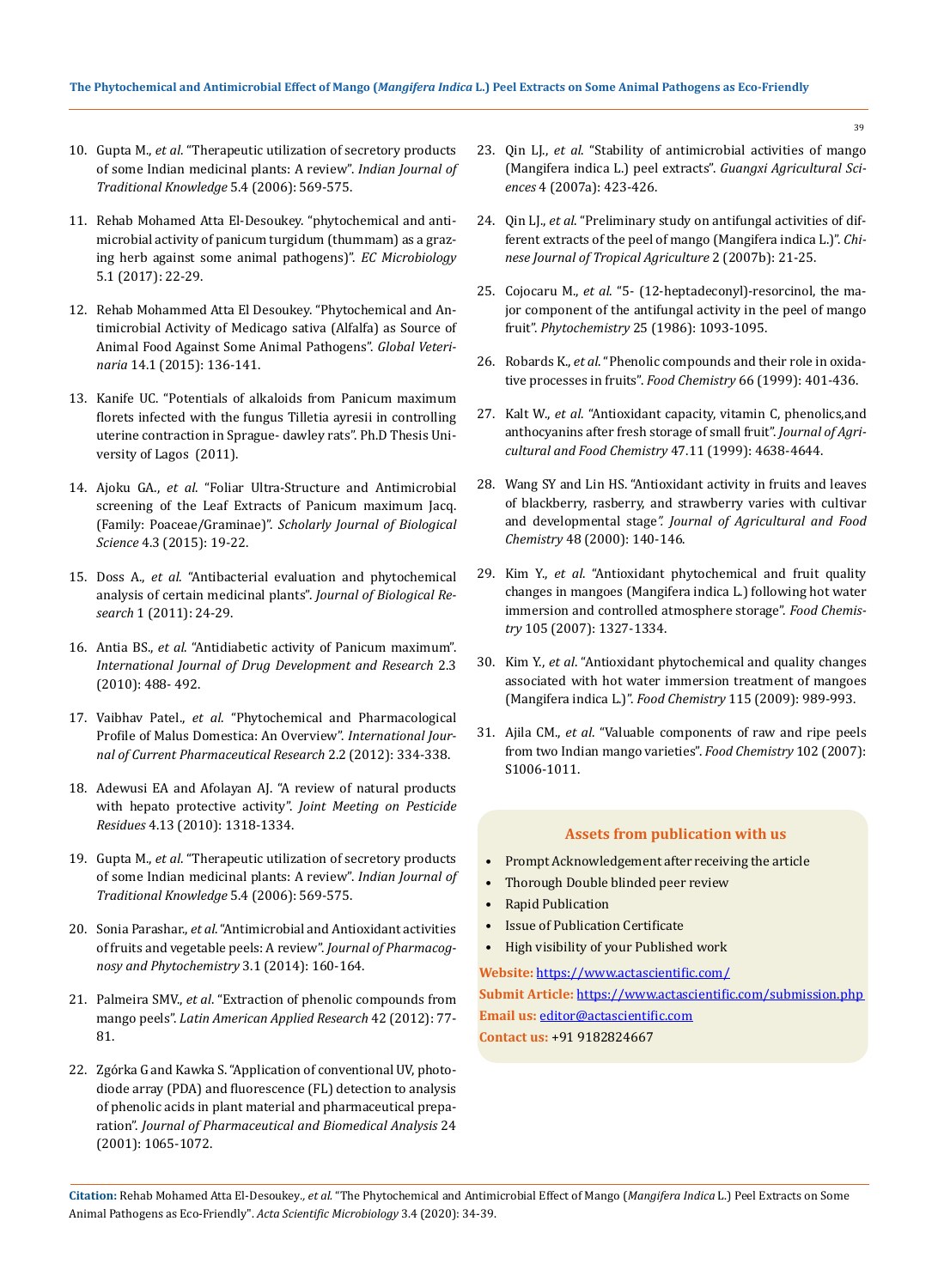10. Gupta M., *et al.* "Therapeutic utilization of secretory products of some Indian medicinal plants: A review". *Indian Journal of Traditional Knowledge* 5.4 (2006): 569-575.

11. Rehab Mohamed Atta El-Desoukey. "phytochemical and antimicrobial activity of panicum turgidum (thummam) as a grazing herb against some animal pathogens)". *EC Microbiology* 5.1 (2017): 22-29.

12. Rehab Mohammed Atta El Desoukey. "Phytochemical and Antimicrobial Activity of Medicago sativa (Alfalfa) as Source of Animal Food Against Some Animal Pathogens". *Global Veterinaria* 14.1 (2015): 136-141.

13. Kanife UC. "Potentials of alkaloids from Panicum maximum florets infected with the fungus Tilletia ayresii in controlling uterine contraction in Sprague- dawley rats". Ph.D Thesis University of Lagos (2011).

14. Ajoku GA., *et al.* "Foliar Ultra-Structure and Antimicrobial screening of the Leaf Extracts of Panicum maximum Jacq. (Family: Poaceae/Graminae)". *Scholarly Journal of Biological Science* 4.3 (2015): 19-22.

15. Doss A., *et al.* "Antibacterial evaluation and phytochemical analysis of certain medicinal plants". *Journal of Biological Research* 1 (2011): 24-29.

16. Antia BS., *et al.* "Antidiabetic activity of Panicum maximum". *International Journal of Drug Development and Research* 2.3 (2010): 488- 492.

17. Vaibhav Patel., *et al.* "Phytochemical and Pharmacological Profile of Malus Domestica: An Overview". *International Journal of Current Pharmaceutical Research* 2.2 (2012): 334-338.

18. Adewusi EA and Afolayan AJ. "A review of natural products with hepato protective activity". *Joint Meeting on Pesticide Residues* 4.13 (2010): 1318-1334.

19. Gupta M., *et al.* "Therapeutic utilization of secretory products of some Indian medicinal plants: A review". *Indian Journal of Traditional Knowledge* 5.4 (2006): 569-575.

20. Sonia Parashar., *et al.* "Antimicrobial and Antioxidant activities of fruits and vegetable peels: A review". *Journal of Pharmacognosy and Phytochemistry* 3.1 (2014): 160-164.

21. Palmeira SMV., *et al.* "Extraction of phenolic compounds from mango peels". *Latin American Applied Research* 42 (2012): 77-81.

22. Zgórka G and Kawka S. "Application of conventional UV, photodiode array (PDA) and fluorescence (FL) detection to analysis of phenolic acids in plant material and pharmaceutical preparation". *Journal of Pharmaceutical and Biomedical Analysis* 24 (2001): 1065-1072.

23. Qin LJ., *et al.* "Stability of antimicrobial activities of mango (Mangifera indica L.) peel extracts". *Guangxi Agricultural Sciences* 4 (2007a): 423-426.

24. Qin LJ., *et al.* "Preliminary study on antifungal activities of different extracts of the peel of mango (Mangifera indica L.)". *Chinese Journal of Tropical Agriculture* 2 (2007b): 21-25.

25. Cojocaru M., *et al.* "5- (12-heptadeconyl)-resorcinol, the major component of the antifungal activity in the peel of mango fruit". *Phytochemistry* 25 (1986): 1093-1095.

26. Robards K., *et al.* "Phenolic compounds and their role in oxidative processes in fruits". *Food Chemistry* 66 (1999): 401-436.

27. Kalt W., *et al.* "Antioxidant capacity, vitamin C, phenolics,and anthocyanins after fresh storage of small fruit". *Journal of Agricultural and Food Chemistry* 47.11 (1999): 4638-4644.

28. Wang SY and Lin HS. "Antioxidant activity in fruits and leaves of blackberry, rasberry, and strawberry varies with cultivar and developmental stage". *Journal of Agricultural and Food Chemistry* 48 (2000): 140-146.

29. Kim Y., *et al.* "Antioxidant phytochemical and fruit quality changes in mangoes (Mangifera indica L.) following hot water immersion and controlled atmosphere storage". *Food Chemistry* 105 (2007): 1327-1334.

30. Kim Y., *et al.* "Antioxidant phytochemical and quality changes associated with hot water immersion treatment of mangoes (Mangifera indica L.)". *Food Chemistry* 115 (2009): 989-993.

31. Ajila CM., *et al.* "Valuable components of raw and ripe peels from two Indian mango varieties". *Food Chemistry* 102 (2007): S1006-1011.

**Assets from publication with us**

- Prompt Acknowledgement after receiving the article
- Thorough Double blinded peer review
- Rapid Publication
- Issue of Publication Certificate
- High visibility of your Published work

**Website:** https://www.actascientific.com/
**Submit Article:** https://www.actascientific.com/submission.php
**Email us:** editor@actascientific.com
**Contact us:** +91 9182824667